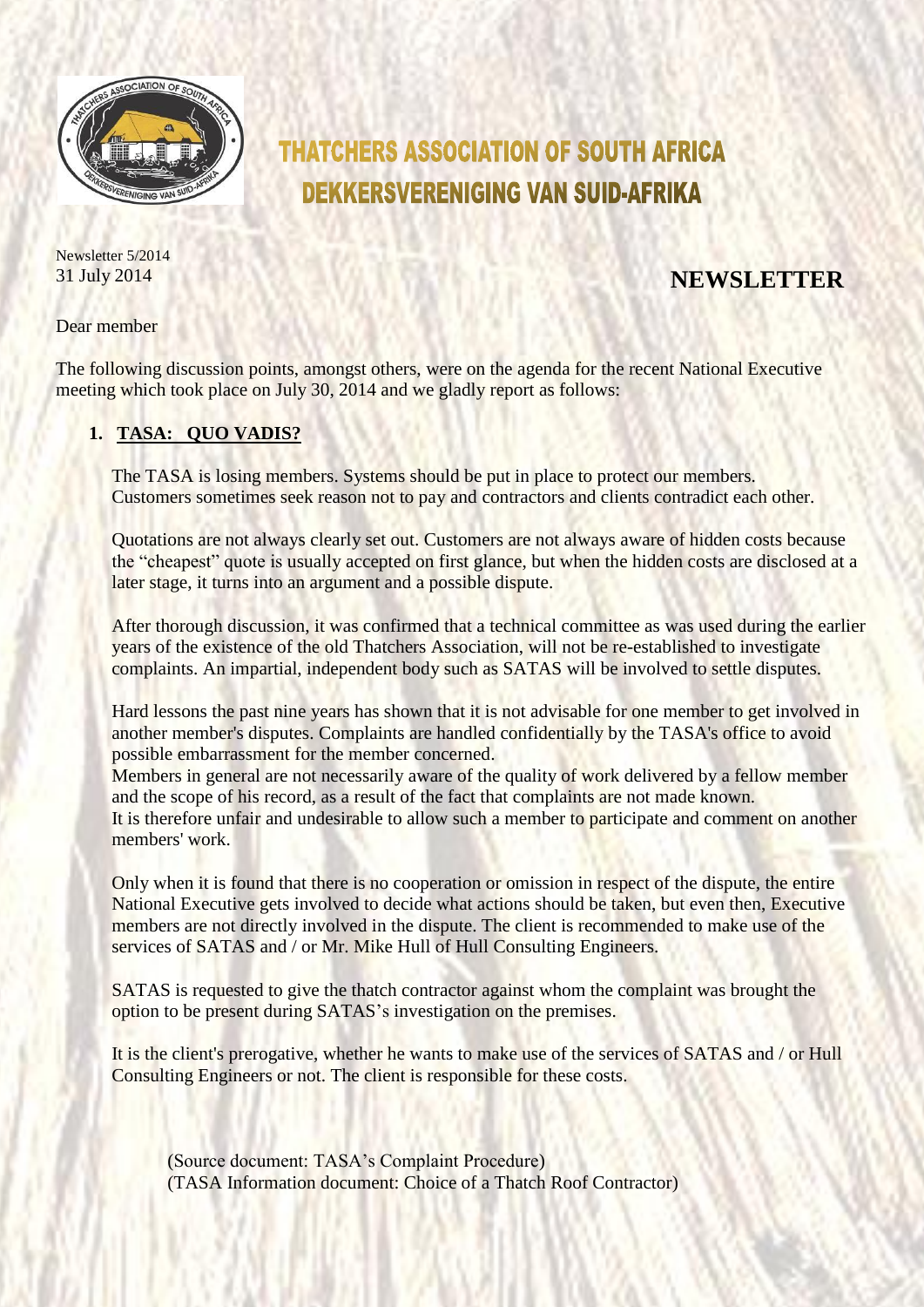# THATCHERS ASSOCIATION OF SOUTH AFRICA
# DEKKERSVERENIGING VAN SUID-AFRIKA

Newsletter 5/2014
31 July 2014

## NEWSLETTER

Dear member

The following discussion points, amongst others, were on the agenda for the recent National Executive meeting which took place on July 30, 2014 and we gladly report as follows:

### 1. TASA: QUO VADIS?

The TASA is losing members. Systems should be put in place to protect our members. Customers sometimes seek reason not to pay and contractors and clients contradict each other.

Quotations are not always clearly set out. Customers are not always aware of hidden costs because the "cheapest" quote is usually accepted on first glance, but when the hidden costs are disclosed at a later stage, it turns into an argument and a possible dispute.

After thorough discussion, it was confirmed that a technical committee as was used during the earlier years of the existence of the old Thatchers Association, will not be re-established to investigate complaints. An impartial, independent body such as SATAS will be involved to settle disputes.

Hard lessons the past nine years has shown that it is not advisable for one member to get involved in another member's disputes. Complaints are handled confidentially by the TASA's office to avoid possible embarrassment for the member concerned.
Members in general are not necessarily aware of the quality of work delivered by a fellow member and the scope of his record, as a result of the fact that complaints are not made known.
It is therefore unfair and undesirable to allow such a member to participate and comment on another members' work.

Only when it is found that there is no cooperation or omission in respect of the dispute, the entire National Executive gets involved to decide what actions should be taken, but even then, Executive members are not directly involved in the dispute. The client is recommended to make use of the services of SATAS and / or Mr. Mike Hull of Hull Consulting Engineers.

SATAS is requested to give the thatch contractor against whom the complaint was brought the option to be present during SATAS's investigation on the premises.

It is the client's prerogative, whether he wants to make use of the services of SATAS and / or Hull Consulting Engineers or not. The client is responsible for these costs.

(Source document: TASA's Complaint Procedure)
(TASA Information document: Choice of a Thatch Roof Contractor)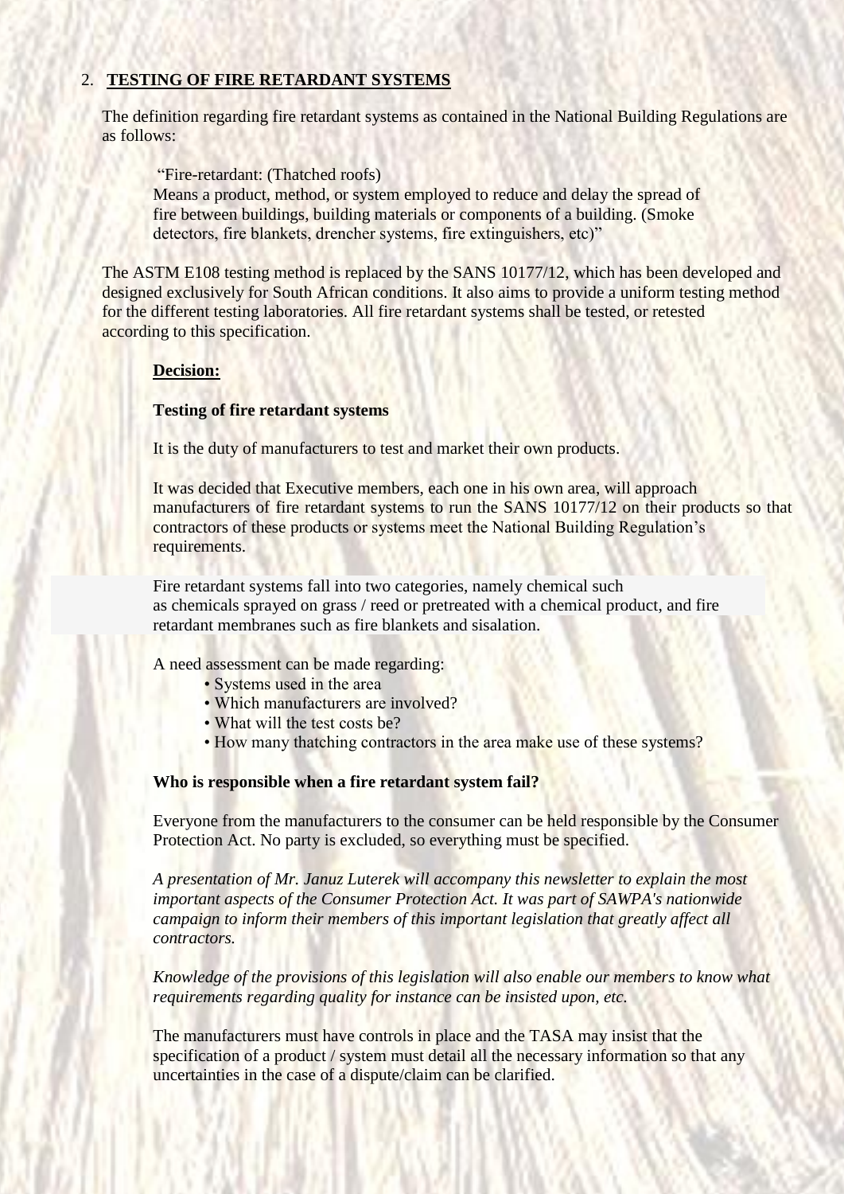## 2. **TESTING OF FIRE RETARDANT SYSTEMS**

The definition regarding fire retardant systems as contained in the National Building Regulations are as follows:

> "Fire-retardant: (Thatched roofs)
> Means a product, method, or system employed to reduce and delay the spread of fire between buildings, building materials or components of a building. (Smoke detectors, fire blankets, drencher systems, fire extinguishers, etc)"

The ASTM E108 testing method is replaced by the SANS 10177/12, which has been developed and designed exclusively for South African conditions. It also aims to provide a uniform testing method for the different testing laboratories. All fire retardant systems shall be tested, or retested according to this specification.

**Decision:**

**Testing of fire retardant systems**

It is the duty of manufacturers to test and market their own products.

It was decided that Executive members, each one in his own area, will approach manufacturers of fire retardant systems to run the SANS 10177/12 on their products so that contractors of these products or systems meet the National Building Regulation's requirements.

Fire retardant systems fall into two categories, namely chemical such as chemicals sprayed on grass / reed or pretreated with a chemical product, and fire retardant membranes such as fire blankets and sisalation.

A need assessment can be made regarding:

- Systems used in the area
- Which manufacturers are involved?
- What will the test costs be?
- How many thatching contractors in the area make use of these systems?

**Who is responsible when a fire retardant system fail?**

Everyone from the manufacturers to the consumer can be held responsible by the Consumer Protection Act. No party is excluded, so everything must be specified.

*A presentation of Mr. Januz Luterek will accompany this newsletter to explain the most important aspects of the Consumer Protection Act. It was part of SAWPA's nationwide campaign to inform their members of this important legislation that greatly affect all contractors.*

*Knowledge of the provisions of this legislation will also enable our members to know what requirements regarding quality for instance can be insisted upon, etc.*

The manufacturers must have controls in place and the TASA may insist that the specification of a product / system must detail all the necessary information so that any uncertainties in the case of a dispute/claim can be clarified.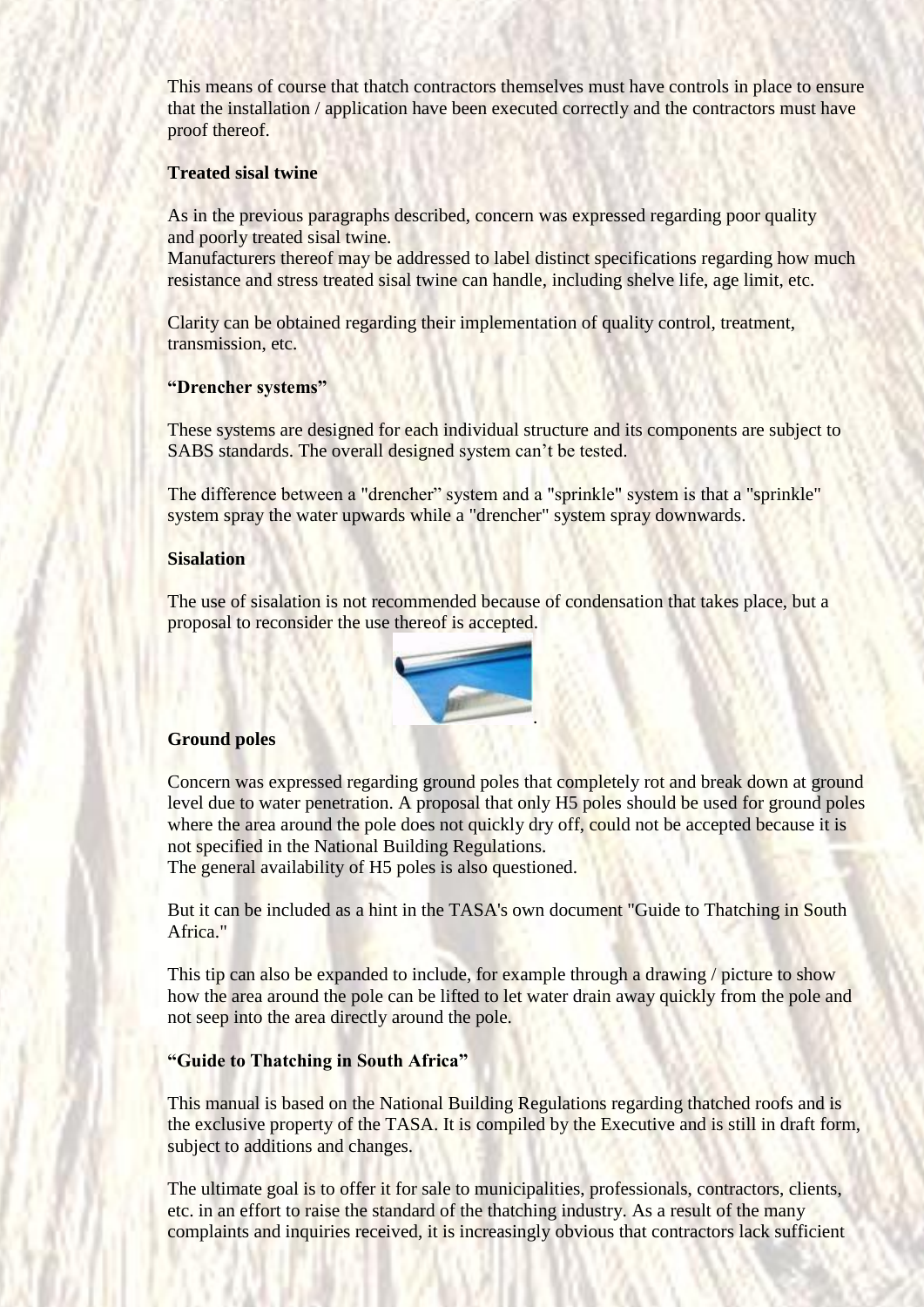This means of course that thatch contractors themselves must have controls in place to ensure that the installation / application have been executed correctly and the contractors must have proof thereof.

**Treated sisal twine**

As in the previous paragraphs described, concern was expressed regarding poor quality and poorly treated sisal twine.
Manufacturers thereof may be addressed to label distinct specifications regarding how much resistance and stress treated sisal twine can handle, including shelve life, age limit, etc.

Clarity can be obtained regarding their implementation of quality control, treatment, transmission, etc.

**"Drencher systems"**

These systems are designed for each individual structure and its components are subject to SABS standards. The overall designed system can't be tested.

The difference between a "drencher" system and a "sprinkle" system is that a "sprinkle" system spray the water upwards while a "drencher" system spray downwards.

**Sisalation**

The use of sisalation is not recommended because of condensation that takes place, but a proposal to reconsider the use thereof is accepted.

**Ground poles**

Concern was expressed regarding ground poles that completely rot and break down at ground level due to water penetration. A proposal that only H5 poles should be used for ground poles where the area around the pole does not quickly dry off, could not be accepted because it is not specified in the National Building Regulations.
The general availability of H5 poles is also questioned.

But it can be included as a hint in the TASA's own document "Guide to Thatching in South Africa."

This tip can also be expanded to include, for example through a drawing / picture to show how the area around the pole can be lifted to let water drain away quickly from the pole and not seep into the area directly around the pole.

**"Guide to Thatching in South Africa"**

This manual is based on the National Building Regulations regarding thatched roofs and is the exclusive property of the TASA. It is compiled by the Executive and is still in draft form, subject to additions and changes.

The ultimate goal is to offer it for sale to municipalities, professionals, contractors, clients, etc. in an effort to raise the standard of the thatching industry. As a result of the many complaints and inquiries received, it is increasingly obvious that contractors lack sufficient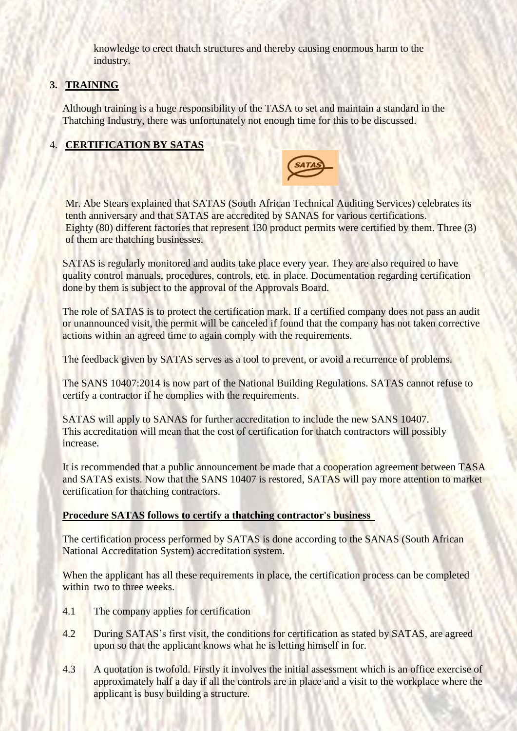knowledge to erect thatch structures and thereby causing enormous harm to the industry.

## 3. TRAINING

Although training is a huge responsibility of the TASA to set and maintain a standard in the Thatching Industry, there was unfortunately not enough time for this to be discussed.

## 4. CERTIFICATION BY SATAS

Mr. Abe Stears explained that SATAS (South African Technical Auditing Services) celebrates its tenth anniversary and that SATAS are accredited by SANAS for various certifications. Eighty (80) different factories that represent 130 product permits were certified by them. Three (3) of them are thatching businesses.

SATAS is regularly monitored and audits take place every year. They are also required to have quality control manuals, procedures, controls, etc. in place. Documentation regarding certification done by them is subject to the approval of the Approvals Board.

The role of SATAS is to protect the certification mark. If a certified company does not pass an audit or unannounced visit, the permit will be canceled if found that the company has not taken corrective actions within an agreed time to again comply with the requirements.

The feedback given by SATAS serves as a tool to prevent, or avoid a recurrence of problems.

The SANS 10407:2014 is now part of the National Building Regulations. SATAS cannot refuse to certify a contractor if he complies with the requirements.

SATAS will apply to SANAS for further accreditation to include the new SANS 10407. This accreditation will mean that the cost of certification for thatch contractors will possibly increase.

It is recommended that a public announcement be made that a cooperation agreement between TASA and SATAS exists. Now that the SANS 10407 is restored, SATAS will pay more attention to market certification for thatching contractors.

**Procedure SATAS follows to certify a thatching contractor's business**

The certification process performed by SATAS is done according to the SANAS (South African National Accreditation System) accreditation system.

When the applicant has all these requirements in place, the certification process can be completed within two to three weeks.

4.1 The company applies for certification

4.2 During SATAS's first visit, the conditions for certification as stated by SATAS, are agreed upon so that the applicant knows what he is letting himself in for.

4.3 A quotation is twofold. Firstly it involves the initial assessment which is an office exercise of approximately half a day if all the controls are in place and a visit to the workplace where the applicant is busy building a structure.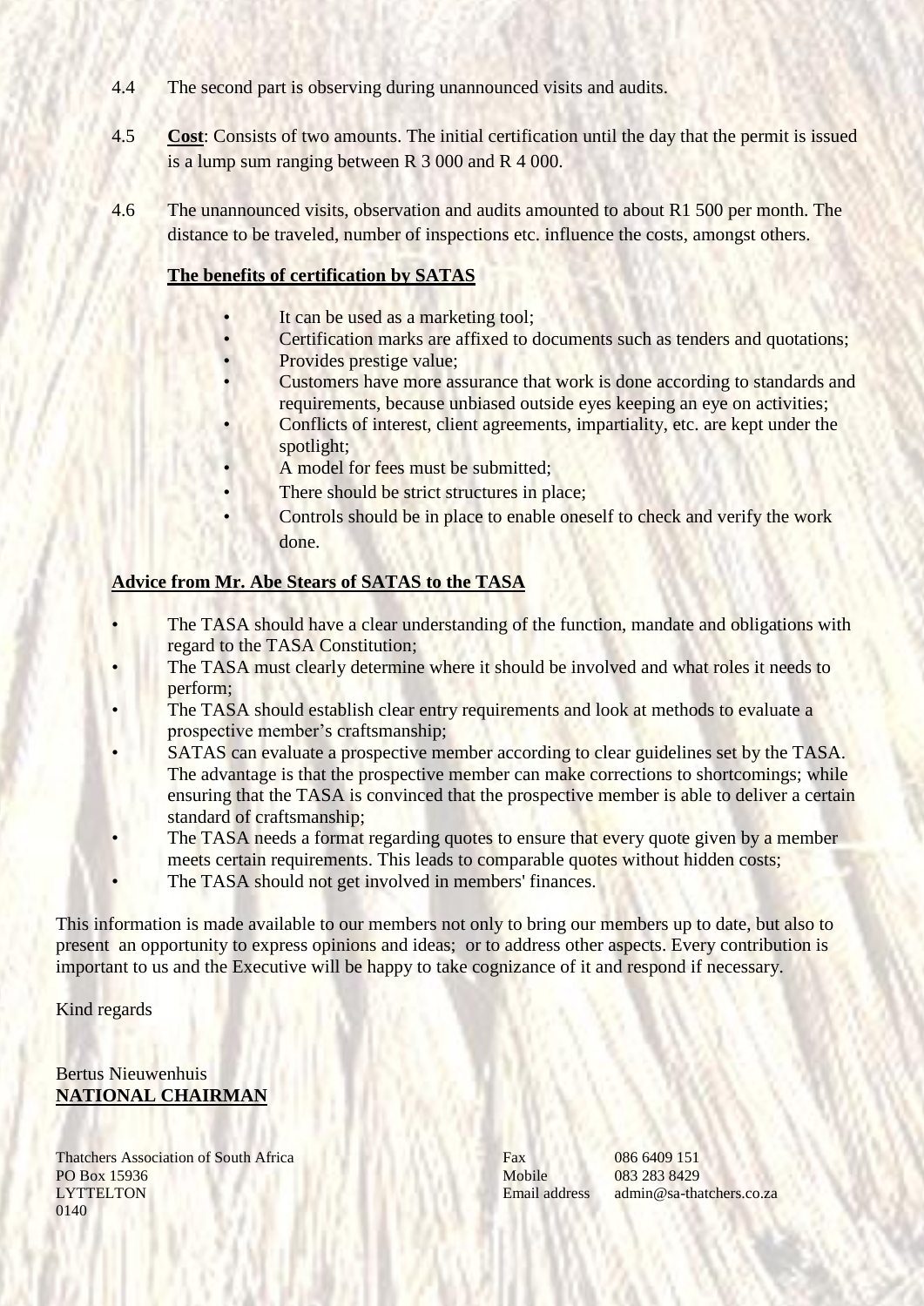4.4 The second part is observing during unannounced visits and audits.

4.5 **Cost**: Consists of two amounts. The initial certification until the day that the permit is issued is a lump sum ranging between R 3 000 and R 4 000.

4.6 The unannounced visits, observation and audits amounted to about R1 500 per month. The distance to be traveled, number of inspections etc. influence the costs, amongst others.

**The benefits of certification by SATAS**

- It can be used as a marketing tool;
- Certification marks are affixed to documents such as tenders and quotations;
- Provides prestige value;
- Customers have more assurance that work is done according to standards and requirements, because unbiased outside eyes keeping an eye on activities;
- Conflicts of interest, client agreements, impartiality, etc. are kept under the spotlight;
- A model for fees must be submitted;
- There should be strict structures in place;
- Controls should be in place to enable oneself to check and verify the work done.

**Advice from Mr. Abe Stears of SATAS to the TASA**

- The TASA should have a clear understanding of the function, mandate and obligations with regard to the TASA Constitution;
- The TASA must clearly determine where it should be involved and what roles it needs to perform;
- The TASA should establish clear entry requirements and look at methods to evaluate a prospective member's craftsmanship;
- SATAS can evaluate a prospective member according to clear guidelines set by the TASA. The advantage is that the prospective member can make corrections to shortcomings; while ensuring that the TASA is convinced that the prospective member is able to deliver a certain standard of craftsmanship;
- The TASA needs a format regarding quotes to ensure that every quote given by a member meets certain requirements. This leads to comparable quotes without hidden costs;
- The TASA should not get involved in members' finances.

This information is made available to our members not only to bring our members up to date, but also to present an opportunity to express opinions and ideas; or to address other aspects. Every contribution is important to us and the Executive will be happy to take cognizance of it and respond if necessary.

Kind regards

Bertus Nieuwenhuis
**NATIONAL CHAIRMAN**

Thatchers Association of South Africa
PO Box 15936
LYTTELTON
0140

Fax 086 6409 151
Mobile 083 283 8429
Email address admin@sa-thatchers.co.za